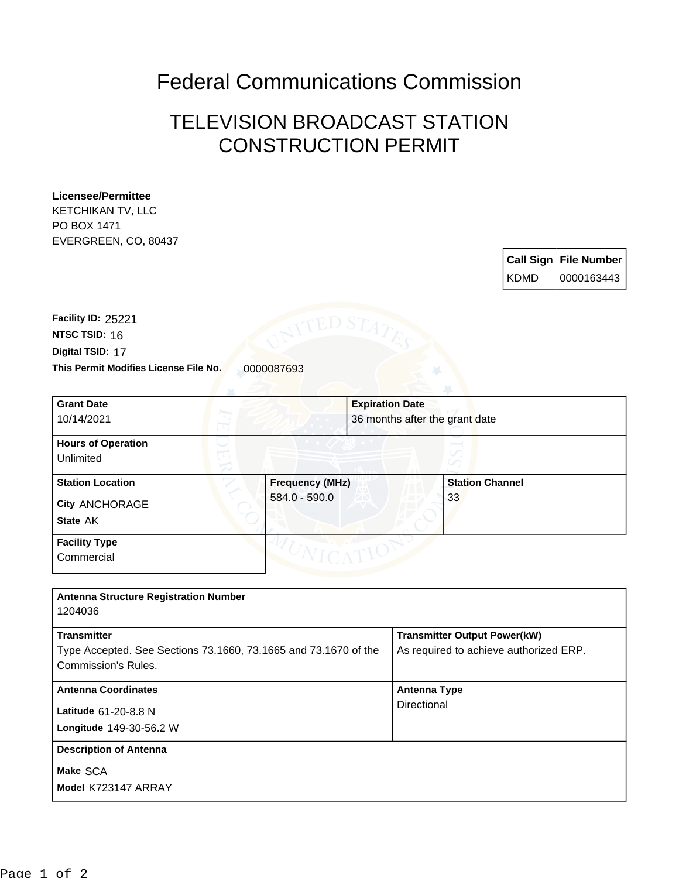# Federal Communications Commission

## TELEVISION BROADCAST STATION CONSTRUCTION PERMIT

**Licensee/Permittee**
KETCHIKAN TV, LLC
PO BOX 1471
EVERGREEN, CO, 80437

| Call Sign | File Number |
| --- | --- |
| KDMD | 0000163443 |

**Facility ID:** 25221
**NTSC TSID:** 16
**Digital TSID:** 17
**This Permit Modifies License File No.** 0000087693

| | | |
| --- | --- | --- |
| **Grant Date**<br>10/14/2021 | **Expiration Date**<br>36 months after the grant date | |
| **Hours of Operation**<br>Unlimited | | |
| **Station Location**<br>City ANCHORAGE<br>State AK | **Frequency (MHz)**<br>584.0 - 590.0 | **Station Channel**<br>33 |
| **Facility Type**<br>Commercial | | |

| | |
| --- | --- |
| **Antenna Structure Registration Number**<br>1204036 | |
| **Transmitter**<br>Type Accepted. See Sections 73.1660, 73.1665 and 73.1670 of the Commission's Rules. | **Transmitter Output Power(kW)**<br>As required to achieve authorized ERP. |
| **Antenna Coordinates**<br>Latitude 61-20-8.8 N<br>Longitude 149-30-56.2 W | **Antenna Type**<br>Directional |
| **Description of Antenna**<br>Make SCA<br>Model K723147 ARRAY | |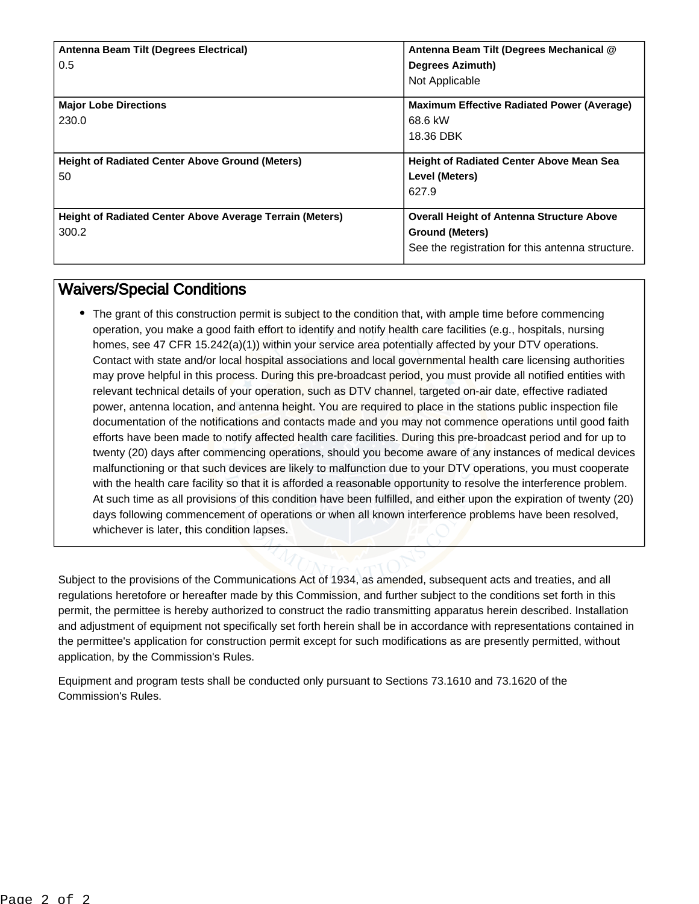| | |
|---|---|
| **Antenna Beam Tilt (Degrees Electrical)**<br>0.5 | **Antenna Beam Tilt (Degrees Mechanical @ Degrees Azimuth)**<br>Not Applicable |
| **Major Lobe Directions**<br>230.0 | **Maximum Effective Radiated Power (Average)**<br>68.6 kW<br>18.36 DBK |
| **Height of Radiated Center Above Ground (Meters)**<br>50 | **Height of Radiated Center Above Mean Sea Level (Meters)**<br>627.9 |
| **Height of Radiated Center Above Average Terrain (Meters)**<br>300.2 | **Overall Height of Antenna Structure Above Ground (Meters)**<br>See the registration for this antenna structure. |

## Waivers/Special Conditions

- The grant of this construction permit is subject to the condition that, with ample time before commencing operation, you make a good faith effort to identify and notify health care facilities (e.g., hospitals, nursing homes, see 47 CFR 15.242(a)(1)) within your service area potentially affected by your DTV operations. Contact with state and/or local hospital associations and local governmental health care licensing authorities may prove helpful in this process. During this pre-broadcast period, you must provide all notified entities with relevant technical details of your operation, such as DTV channel, targeted on-air date, effective radiated power, antenna location, and antenna height. You are required to place in the stations public inspection file documentation of the notifications and contacts made and you may not commence operations until good faith efforts have been made to notify affected health care facilities. During this pre-broadcast period and for up to twenty (20) days after commencing operations, should you become aware of any instances of medical devices malfunctioning or that such devices are likely to malfunction due to your DTV operations, you must cooperate with the health care facility so that it is afforded a reasonable opportunity to resolve the interference problem. At such time as all provisions of this condition have been fulfilled, and either upon the expiration of twenty (20) days following commencement of operations or when all known interference problems have been resolved, whichever is later, this condition lapses.

Subject to the provisions of the Communications Act of 1934, as amended, subsequent acts and treaties, and all regulations heretofore or hereafter made by this Commission, and further subject to the conditions set forth in this permit, the permittee is hereby authorized to construct the radio transmitting apparatus herein described. Installation and adjustment of equipment not specifically set forth herein shall be in accordance with representations contained in the permittee's application for construction permit except for such modifications as are presently permitted, without application, by the Commission's Rules.

Equipment and program tests shall be conducted only pursuant to Sections 73.1610 and 73.1620 of the Commission's Rules.